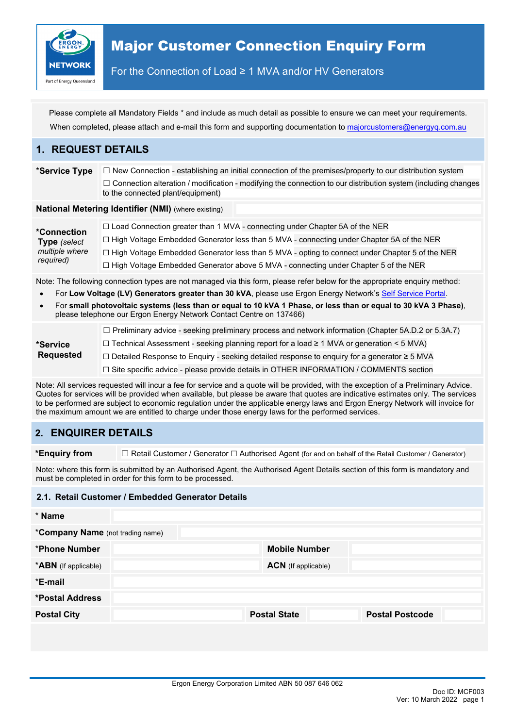# Major Customer Connection Enquiry Form

For the Connection of Load ≥ 1 MVA and/or HV Generators

Please complete all Mandatory Fields * and include as much detail as possible to ensure we can meet your requirements.

When completed, please attach and e-mail this form and supporting documentation to majorcustomers@energyq.com.au

## 1. REQUEST DETAILS

| | |
|---|---|
| ***Service Type** | ☐ New Connection - establishing an initial connection of the premises/property to our distribution system<br>☐ Connection alteration / modification - modifying the connection to our distribution system (including changes to the connected plant/equipment) |
| **National Metering Identifier (NMI)** (where existing) | |
| ***Connection Type** *(select multiple where required)* | ☐ Load Connection greater than 1 MVA - connecting under Chapter 5A of the NER<br>☐ High Voltage Embedded Generator less than 5 MVA - connecting under Chapter 5A of the NER<br>☐ High Voltage Embedded Generator less than 5 MVA - opting to connect under Chapter 5 of the NER<br>☐ High Voltage Embedded Generator above 5 MVA - connecting under Chapter 5 of the NER |

Note: The following connection types are not managed via this form, please refer below for the appropriate enquiry method:

- For **Low Voltage (LV) Generators greater than 30 kVA**, please use Ergon Energy Network's Self Service Portal.
- For **small photovoltaic systems (less than or equal to 10 kVA 1 Phase, or less than or equal to 30 kVA 3 Phase)**, please telephone our Ergon Energy Network Contact Centre on 137466)

| | |
|---|---|
| ***Service Requested** | ☐ Preliminary advice - seeking preliminary process and network information (Chapter 5A.D.2 or 5.3A.7)<br>☐ Technical Assessment - seeking planning report for a load ≥ 1 MVA or generation < 5 MVA)<br>☐ Detailed Response to Enquiry - seeking detailed response to enquiry for a generator ≥ 5 MVA<br>☐ Site specific advice - please provide details in OTHER INFORMATION / COMMENTS section |

Note: All services requested will incur a fee for service and a quote will be provided, with the exception of a Preliminary Advice. Quotes for services will be provided when available, but please be aware that quotes are indicative estimates only. The services to be performed are subject to economic regulation under the applicable energy laws and Ergon Energy Network will invoice for the maximum amount we are entitled to charge under those energy laws for the performed services.

## 2. ENQUIRER DETAILS

| | |
|---|---|
| ***Enquiry from** | ☐ Retail Customer / Generator ☐ Authorised Agent (for and on behalf of the Retail Customer / Generator) |

Note: where this form is submitted by an Authorised Agent, the Authorised Agent Details section of this form is mandatory and must be completed in order for this form to be processed.

### 2.1. Retail Customer / Embedded Generator Details

| | | | | | |
|---|---|---|---|---|---|
| *** Name** | | | | | |
| ***Company Name** (not trading name) | | | | | |
| ***Phone Number** | | | **Mobile Number** | | |
| ***ABN** (If applicable) | | | **ACN** (If applicable) | | |
| ***E-mail** | | | | | |
| ***Postal Address** | | | | | |
| **Postal City** | | **Postal State** | | **Postal Postcode** | |

Ergon Energy Corporation Limited ABN 50 087 646 062

Doc ID: MCF003
Ver: 10 March 2022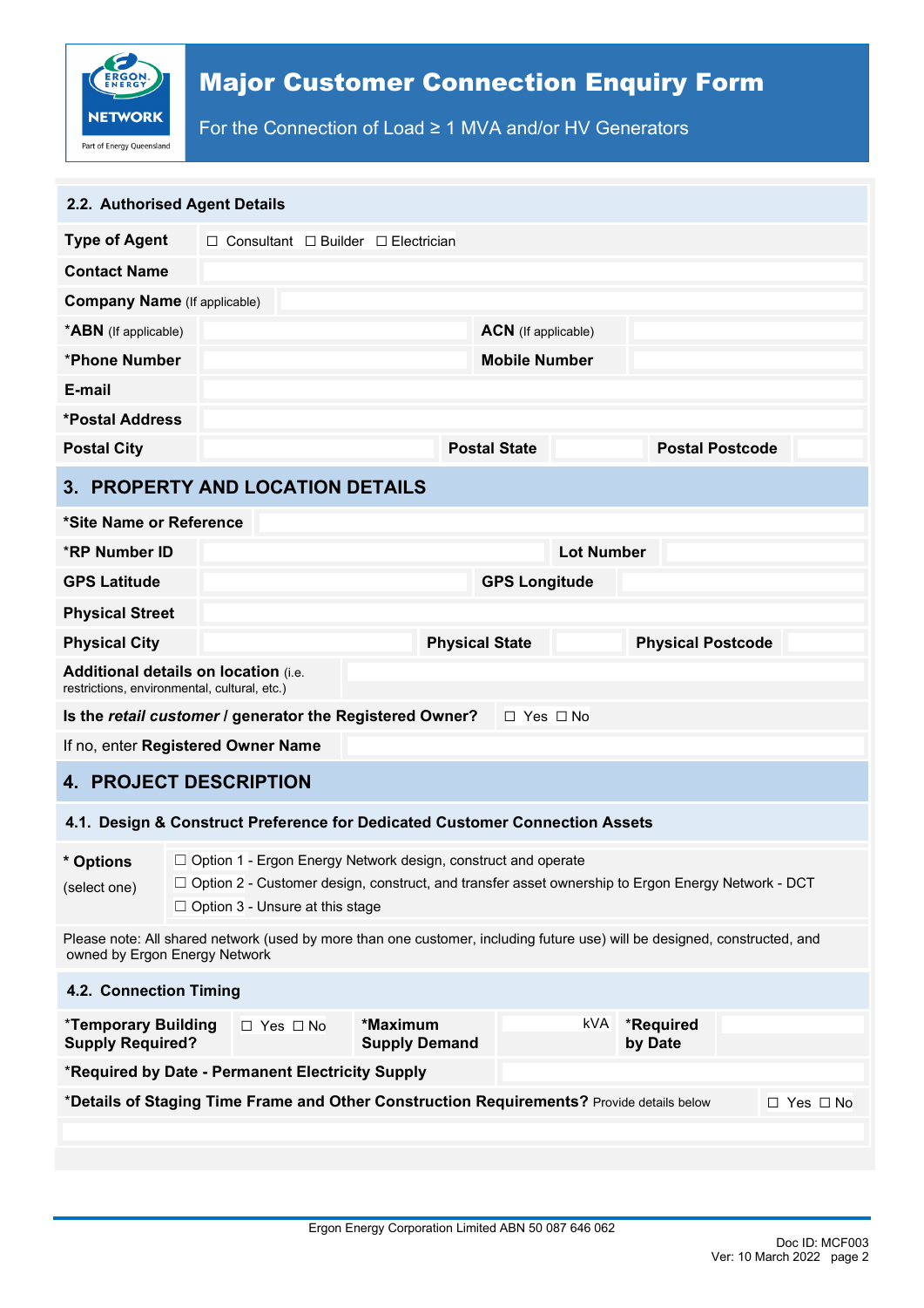# Major Customer Connection Enquiry Form

For the Connection of Load ≥ 1 MVA and/or HV Generators

### 2.2. Authorised Agent Details

| | | | |
|---|---|---|---|
| **Type of Agent** | ☐ Consultant ☐ Builder ☐ Electrician | | |
| **Contact Name** | | | |
| **Company Name** (If applicable) | | | |
| ***ABN** (If applicable) | | **ACN** (If applicable) | |
| ***Phone Number** | | **Mobile Number** | |
| **E-mail** | | | |
| ***Postal Address** | | | |

| | | | | | |
|---|---|---|---|---|---|
| **Postal City** | | **Postal State** | | **Postal Postcode** | |

## 3. PROPERTY AND LOCATION DETAILS

| | | | |
|---|---|---|---|
| ***Site Name or Reference** | | | |
| ***RP Number ID** | | **Lot Number** | |
| **GPS Latitude** | | **GPS Longitude** | |
| **Physical Street** | | | |

| | | | | | |
|---|---|---|---|---|---|
| **Physical City** | | **Physical State** | | **Physical Postcode** | |

| | |
|---|---|
| **Additional details on location** (i.e. restrictions, environmental, cultural, etc.) | |
| **Is the *retail customer* / generator the Registered Owner?** | ☐ Yes ☐ No |
| If no, enter **Registered Owner Name** | |

## 4. PROJECT DESCRIPTION

### 4.1. Design & Construct Preference for Dedicated Customer Connection Assets

| | |
|---|---|
| *** Options** (select one) | ☐ Option 1 - Ergon Energy Network design, construct and operate<br>☐ Option 2 - Customer design, construct, and transfer asset ownership to Ergon Energy Network - DCT<br>☐ Option 3 - Unsure at this stage |

Please note: All shared network (used by more than one customer, including future use) will be designed, constructed, and owned by Ergon Energy Network

### 4.2. Connection Timing

| | | | | | |
|---|---|---|---|---|---|
| ***Temporary Building Supply Required?** | ☐ Yes ☐ No | ***Maximum Supply Demand** | kVA | ***Required by Date** | |
| ***Required by Date - Permanent Electricity Supply** | | | | | |

| | |
|---|---|
| ***Details of Staging Time Frame and Other Construction Requirements?** Provide details below | ☐ Yes ☐ No |
| | |

Ergon Energy Corporation Limited ABN 50 087 646 062

Doc ID: MCF003
Ver: 10 March 2022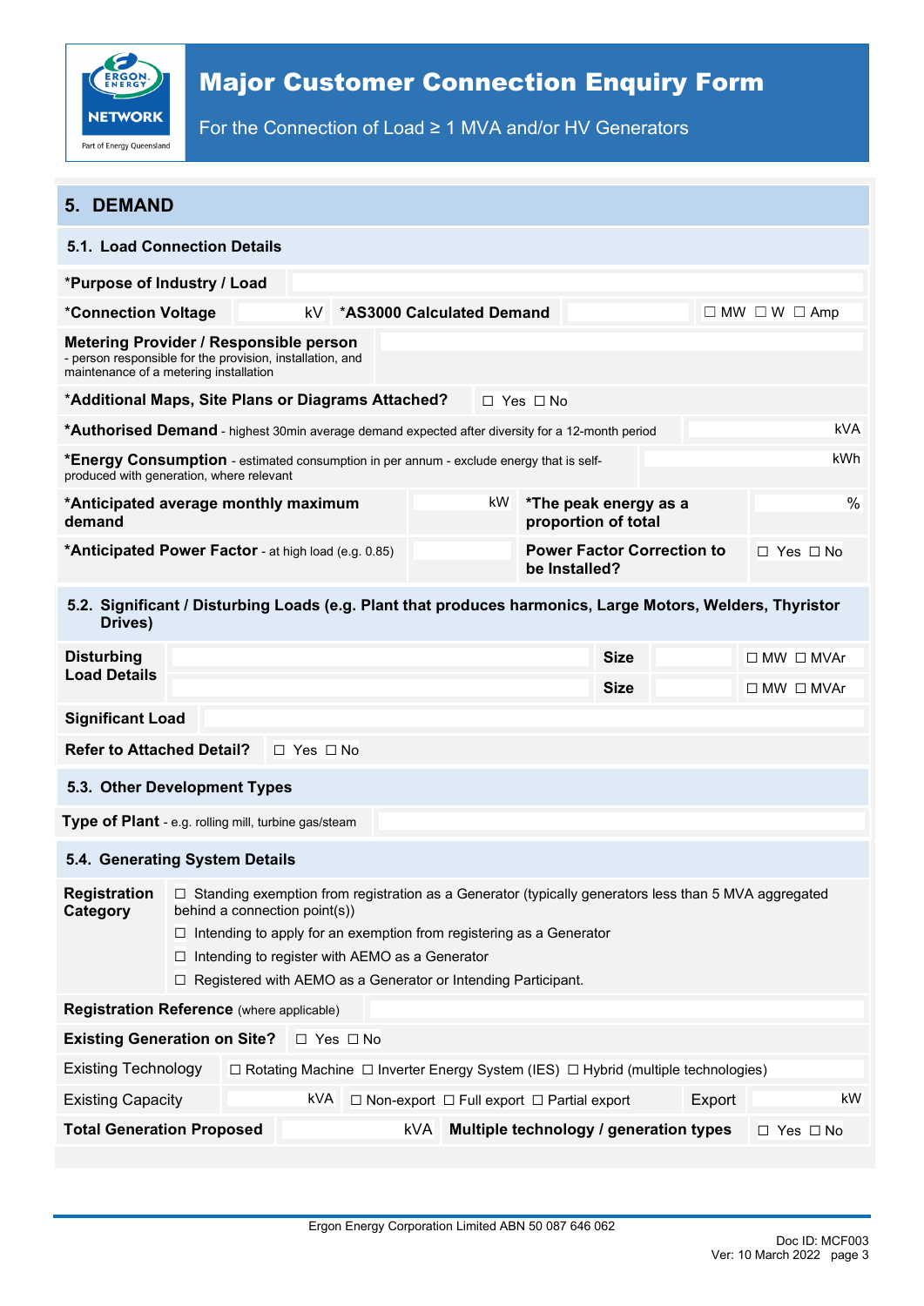# Major Customer Connection Enquiry Form

For the Connection of Load ≥ 1 MVA and/or HV Generators

## 5. DEMAND

### 5.1. Load Connection Details

| | | | | |
|---|---|---|---|---|
| *Purpose of Industry / Load | | | | |
| *Connection Voltage | kV | *AS3000 Calculated Demand | | ☐ MW ☐ W ☐ Amp |
| **Metering Provider / Responsible person** - person responsible for the provision, installation, and maintenance of a metering installation | | | | |
| *Additional Maps, Site Plans or Diagrams Attached? | ☐ Yes ☐ No | | | |
| ***Authorised Demand** - highest 30min average demand expected after diversity for a 12-month period | kVA | | | |
| ***Energy Consumption** - estimated consumption in per annum - exclude energy that is self-produced with generation, where relevant | kWh | | | |
| *Anticipated average monthly maximum demand | kW | *The peak energy as a proportion of total | % | |
| ***Anticipated Power Factor** - at high load (e.g. 0.85) | | Power Factor Correction to be Installed? | ☐ Yes ☐ No | |

### 5.2. Significant / Disturbing Loads (e.g. Plant that produces harmonics, Large Motors, Welders, Thyristor Drives)

| | | | | |
|---|---|---|---|---|
| Disturbing Load Details | | Size | | ☐ MW ☐ MVAr |
| | | Size | | ☐ MW ☐ MVAr |
| Significant Load | | | | |
| Refer to Attached Detail? | ☐ Yes ☐ No | | | |

### 5.3. Other Development Types

| | |
|---|---|
| **Type of Plant** - e.g. rolling mill, turbine gas/steam | |

### 5.4. Generating System Details

**Registration Category**

- ☐ Standing exemption from registration as a Generator (typically generators less than 5 MVA aggregated behind a connection point(s))
- ☐ Intending to apply for an exemption from registering as a Generator
- ☐ Intending to register with AEMO as a Generator
- ☐ Registered with AEMO as a Generator or Intending Participant.

| | | | | |
|---|---|---|---|---|
| **Registration Reference** (where applicable) | | | | |
| Existing Generation on Site? | ☐ Yes ☐ No | | | |
| Existing Technology | ☐ Rotating Machine ☐ Inverter Energy System (IES) ☐ Hybrid (multiple technologies) | | | |
| Existing Capacity | kVA | ☐ Non-export ☐ Full export ☐ Partial export | Export | kW |
| Total Generation Proposed | kVA | Multiple technology / generation types | ☐ Yes ☐ No | |

Ergon Energy Corporation Limited ABN 50 087 646 062

Doc ID: MCF003
Ver: 10 March 2022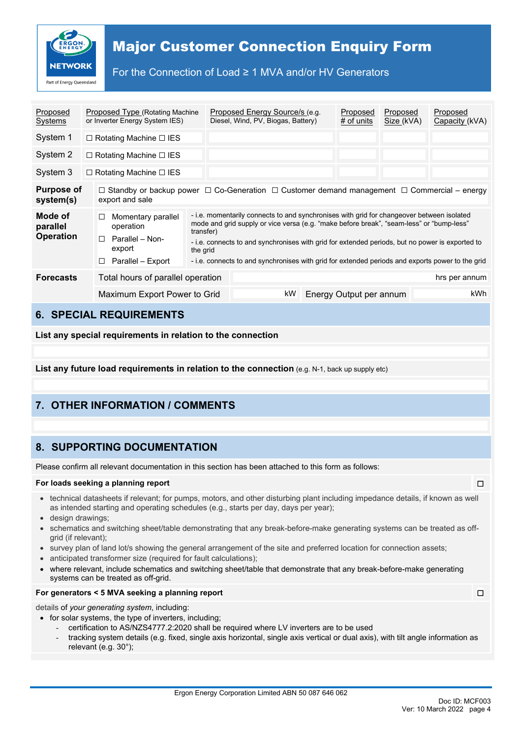| Proposed Systems | Proposed Type (Rotating Machine or Inverter Energy System IES) | Proposed Energy Source/s (e.g. Diesel, Wind, PV, Biogas, Battery) | Proposed # of units | Proposed Size (kVA) | Proposed Capacity (kVA) |
|---|---|---|---|---|---|
| System 1 | ☐ Rotating Machine ☐ IES | | | | |
| System 2 | ☐ Rotating Machine ☐ IES | | | | |
| System 3 | ☐ Rotating Machine ☐ IES | | | | |

| | | |
|---|---|---|
| **Purpose of system(s)** | ☐ Standby or backup power ☐ Co-Generation ☐ Customer demand management ☐ Commercial – energy export and sale | |
| **Mode of parallel Operation** | ☐ Momentary parallel operation | - i.e. momentarily connects to and synchronises with grid for changeover between isolated mode and grid supply or vice versa (e.g. "make before break", "seam-less" or "bump-less" transfer) |
| | ☐ Parallel – Non-export | - i.e. connects to and synchronises with grid for extended periods, but no power is exported to the grid |
| | ☐ Parallel – Export | - i.e. connects to and synchronises with grid for extended periods and exports power to the grid |

| | | | | |
|---|---|---|---|---|
| **Forecasts** | Total hours of parallel operation | hrs per annum | | |
| | Maximum Export Power to Grid | kW | Energy Output per annum | kWh |

## 6. SPECIAL REQUIREMENTS

**List any special requirements in relation to the connection**

**List any future load requirements in relation to the connection** (e.g. N-1, back up supply etc)

## 7. OTHER INFORMATION / COMMENTS

## 8. SUPPORTING DOCUMENTATION

Please confirm all relevant documentation in this section has been attached to this form as follows:

**For loads seeking a planning report** ☐

- technical datasheets if relevant; for pumps, motors, and other disturbing plant including impedance details, if known as well as intended starting and operating schedules (e.g., starts per day, days per year);
- design drawings;
- schematics and switching sheet/table demonstrating that any break-before-make generating systems can be treated as off-grid (if relevant);
- survey plan of land lot/s showing the general arrangement of the site and preferred location for connection assets;
- anticipated transformer size (required for fault calculations);
- where relevant, include schematics and switching sheet/table that demonstrate that any break-before-make generating systems can be treated as off-grid.

**For generators < 5 MVA seeking a planning report** ☐

details of *your generating system*, including:

- for solar systems, the type of inverters, including;
  - certification to AS/NZS4777.2:2020 shall be required where LV inverters are to be used
  - tracking system details (e.g. fixed, single axis horizontal, single axis vertical or dual axis), with tilt angle information as relevant (e.g. 30°);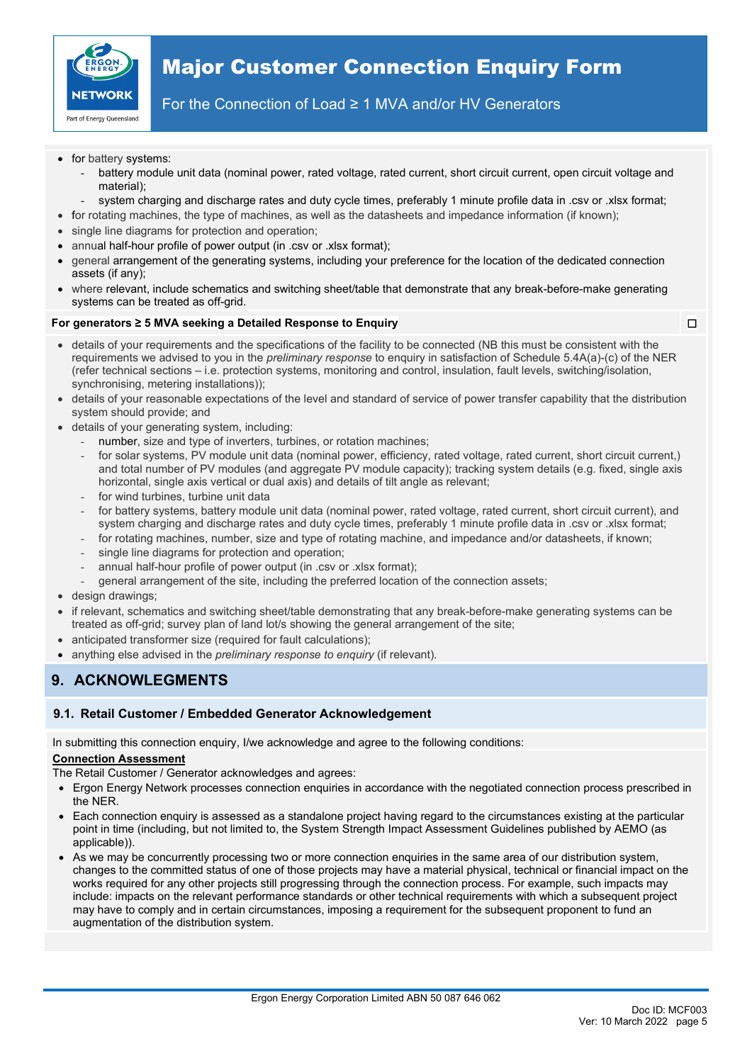- for battery systems:
  - battery module unit data (nominal power, rated voltage, rated current, short circuit current, open circuit voltage and material);
  - system charging and discharge rates and duty cycle times, preferably 1 minute profile data in .csv or .xlsx format;
- for rotating machines, the type of machines, as well as the datasheets and impedance information (if known);
- single line diagrams for protection and operation;
- annual half-hour profile of power output (in .csv or .xlsx format);
- general arrangement of the generating systems, including your preference for the location of the dedicated connection assets (if any);
- where relevant, include schematics and switching sheet/table that demonstrate that any break-before-make generating systems can be treated as off-grid.

**For generators ≥ 5 MVA seeking a Detailed Response to Enquiry** ☐

- details of your requirements and the specifications of the facility to be connected (NB this must be consistent with the requirements we advised to you in the *preliminary response* to enquiry in satisfaction of Schedule 5.4A(a)-(c) of the NER (refer technical sections – i.e. protection systems, monitoring and control, insulation, fault levels, switching/isolation, synchronising, metering installations));
- details of your reasonable expectations of the level and standard of service of power transfer capability that the distribution system should provide; and
- details of your generating system, including:
  - number, size and type of inverters, turbines, or rotation machines;
  - for solar systems, PV module unit data (nominal power, efficiency, rated voltage, rated current, short circuit current,) and total number of PV modules (and aggregate PV module capacity); tracking system details (e.g. fixed, single axis horizontal, single axis vertical or dual axis) and details of tilt angle as relevant;
  - for wind turbines, turbine unit data
  - for battery systems, battery module unit data (nominal power, rated voltage, rated current, short circuit current), and system charging and discharge rates and duty cycle times, preferably 1 minute profile data in .csv or .xlsx format;
  - for rotating machines, number, size and type of rotating machine, and impedance and/or datasheets, if known;
  - single line diagrams for protection and operation;
  - annual half-hour profile of power output (in .csv or .xlsx format);
  - general arrangement of the site, including the preferred location of the connection assets;
- design drawings;
- if relevant, schematics and switching sheet/table demonstrating that any break-before-make generating systems can be treated as off-grid; survey plan of land lot/s showing the general arrangement of the site;
- anticipated transformer size (required for fault calculations);
- anything else advised in the *preliminary response to enquiry* (if relevant).

## 9. ACKNOWLEDGMENTS

### 9.1. Retail Customer / Embedded Generator Acknowledgement

In submitting this connection enquiry, I/we acknowledge and agree to the following conditions:

**Connection Assessment**

The Retail Customer / Generator acknowledges and agrees:

- Ergon Energy Network processes connection enquiries in accordance with the negotiated connection process prescribed in the NER.
- Each connection enquiry is assessed as a standalone project having regard to the circumstances existing at the particular point in time (including, but not limited to, the System Strength Impact Assessment Guidelines published by AEMO (as applicable)).
- As we may be concurrently processing two or more connection enquiries in the same area of our distribution system, changes to the committed status of one of those projects may have a material physical, technical or financial impact on the works required for any other projects still progressing through the connection process. For example, such impacts may include: impacts on the relevant performance standards or other technical requirements with which a subsequent project may have to comply and in certain circumstances, imposing a requirement for the subsequent proponent to fund an augmentation of the distribution system.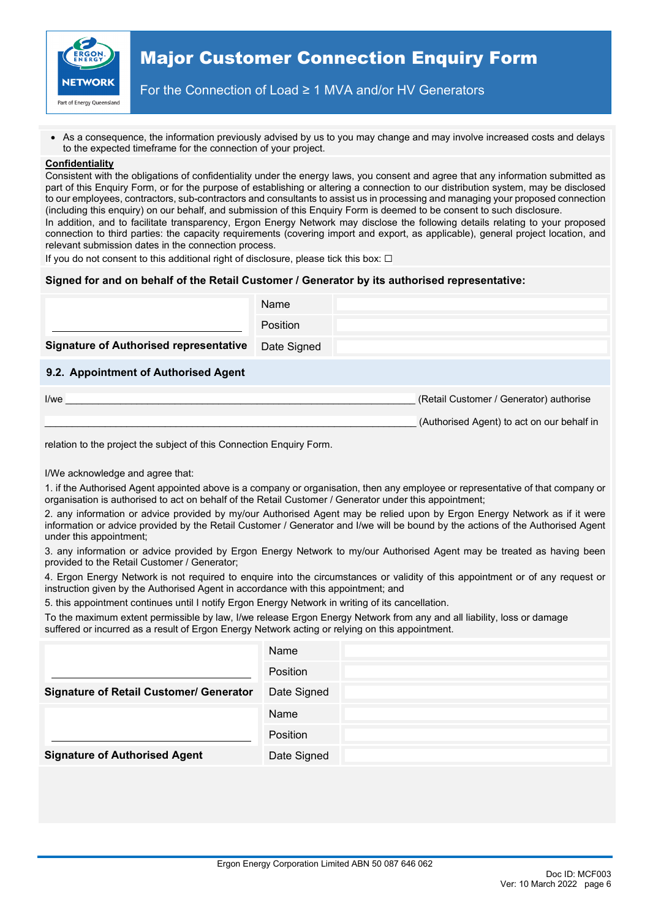- As a consequence, the information previously advised by us to you may change and may involve increased costs and delays to the expected timeframe for the connection of your project.

**Confidentiality**

Consistent with the obligations of confidentiality under the energy laws, you consent and agree that any information submitted as part of this Enquiry Form, or for the purpose of establishing or altering a connection to our distribution system, may be disclosed to our employees, contractors, sub-contractors and consultants to assist us in processing and managing your proposed connection (including this enquiry) on our behalf, and submission of this Enquiry Form is deemed to be consent to such disclosure.

In addition, and to facilitate transparency, Ergon Energy Network may disclose the following details relating to your proposed connection to third parties: the capacity requirements (covering import and export, as applicable), general project location, and relevant submission dates in the connection process.

If you do not consent to this additional right of disclosure, please tick this box: ☐

**Signed for and on behalf of the Retail Customer / Generator by its authorised representative:**

| | | |
|---|---|---|
| ______________________ | Name | |
| | Position | |
| **Signature of Authorised representative** | Date Signed | |

### 9.2. Appointment of Authorised Agent

I/we ______________________________________________ (Retail Customer / Generator) authorise

______________________________________________ (Authorised Agent) to act on our behalf in

relation to the project the subject of this Connection Enquiry Form.

I/We acknowledge and agree that:

1. if the Authorised Agent appointed above is a company or organisation, then any employee or representative of that company or organisation is authorised to act on behalf of the Retail Customer / Generator under this appointment;
2. any information or advice provided by my/our Authorised Agent may be relied upon by Ergon Energy Network as if it were information or advice provided by the Retail Customer / Generator and I/we will be bound by the actions of the Authorised Agent under this appointment;
3. any information or advice provided by Ergon Energy Network to my/our Authorised Agent may be treated as having been provided to the Retail Customer / Generator;
4. Ergon Energy Network is not required to enquire into the circumstances or validity of this appointment or of any request or instruction given by the Authorised Agent in accordance with this appointment; and
5. this appointment continues until I notify Ergon Energy Network in writing of its cancellation.

To the maximum extent permissible by law, I/we release Ergon Energy Network from any and all liability, loss or damage suffered or incurred as a result of Ergon Energy Network acting or relying on this appointment.

| | | |
|---|---|---|
| ______________________ | Name | |
| | Position | |
| **Signature of Retail Customer/ Generator** | Date Signed | |
| ______________________ | Name | |
| | Position | |
| **Signature of Authorised Agent** | Date Signed | |

Ergon Energy Corporation Limited ABN 50 087 646 062

Doc ID: MCF003
Ver: 10 March 2022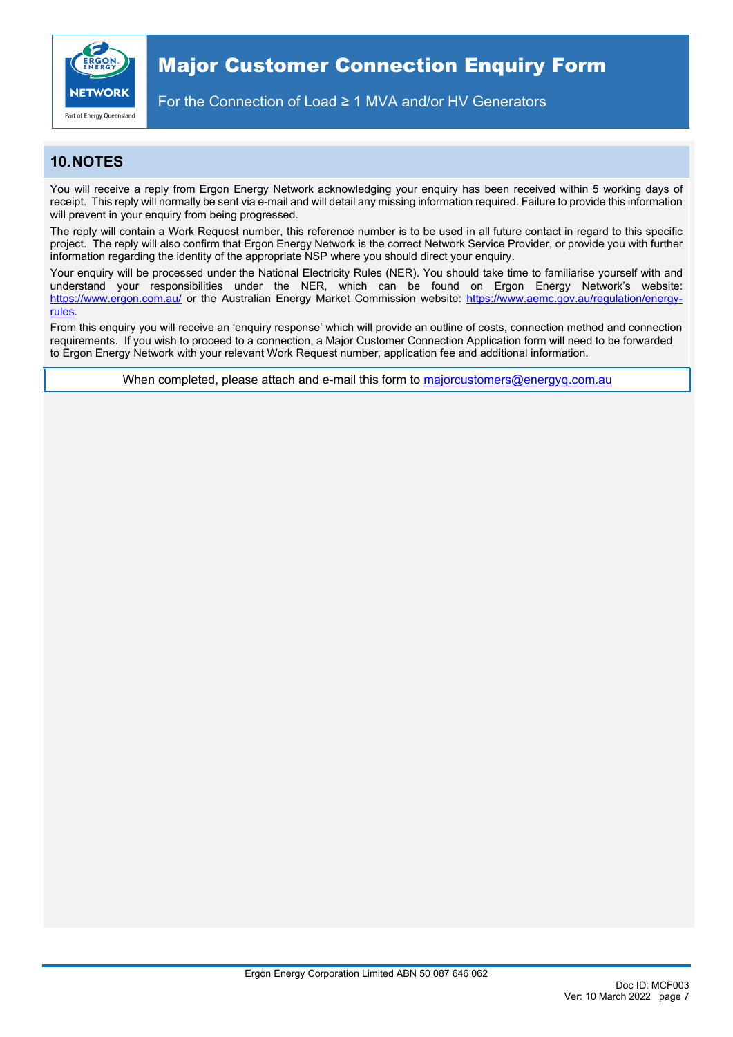## 10. NOTES

You will receive a reply from Ergon Energy Network acknowledging your enquiry has been received within 5 working days of receipt. This reply will normally be sent via e-mail and will detail any missing information required. Failure to provide this information will prevent in your enquiry from being progressed.

The reply will contain a Work Request number, this reference number is to be used in all future contact in regard to this specific project. The reply will also confirm that Ergon Energy Network is the correct Network Service Provider, or provide you with further information regarding the identity of the appropriate NSP where you should direct your enquiry.

Your enquiry will be processed under the National Electricity Rules (NER). You should take time to familiarise yourself with and understand your responsibilities under the NER, which can be found on Ergon Energy Network's website: https://www.ergon.com.au/ or the Australian Energy Market Commission website: https://www.aemc.gov.au/regulation/energy-rules.

From this enquiry you will receive an 'enquiry response' which will provide an outline of costs, connection method and connection requirements. If you wish to proceed to a connection, a Major Customer Connection Application form will need to be forwarded to Ergon Energy Network with your relevant Work Request number, application fee and additional information.

When completed, please attach and e-mail this form to majorcustomers@energyq.com.au